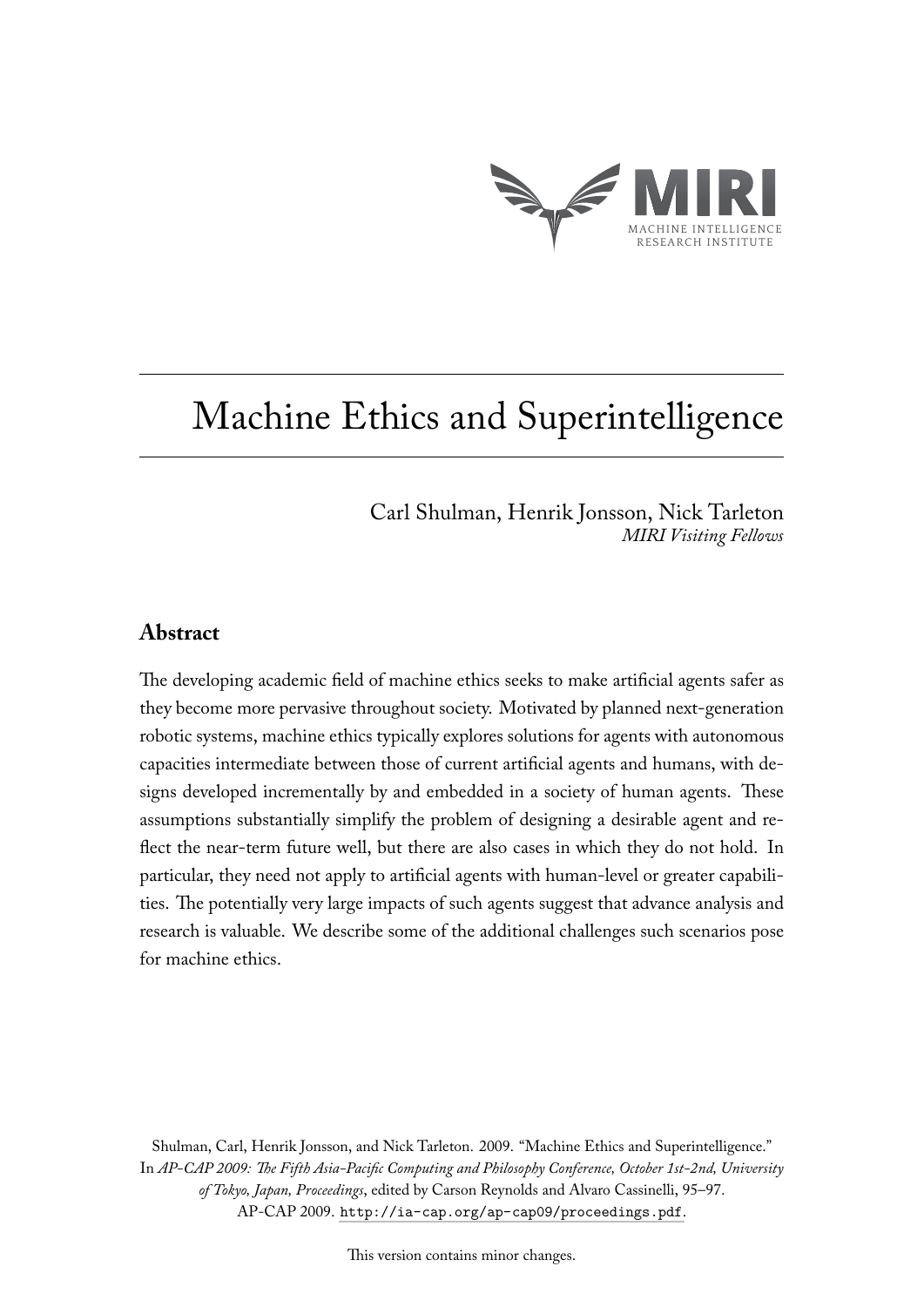# Machine Ethics and Superintelligence

Carl Shulman, Henrik Jonsson, Nick Tarleton
*MIRI Visiting Fellows*

## Abstract

The developing academic field of machine ethics seeks to make artificial agents safer as they become more pervasive throughout society. Motivated by planned next-generation robotic systems, machine ethics typically explores solutions for agents with autonomous capacities intermediate between those of current artificial agents and humans, with designs developed incrementally by and embedded in a society of human agents. These assumptions substantially simplify the problem of designing a desirable agent and reflect the near-term future well, but there are also cases in which they do not hold. In particular, they need not apply to artificial agents with human-level or greater capabilities. The potentially very large impacts of such agents suggest that advance analysis and research is valuable. We describe some of the additional challenges such scenarios pose for machine ethics.

Shulman, Carl, Henrik Jonsson, and Nick Tarleton. 2009. "Machine Ethics and Superintelligence." In *AP-CAP 2009: The Fifth Asia-Pacific Computing and Philosophy Conference, October 1st-2nd, University of Tokyo, Japan, Proceedings*, edited by Carson Reynolds and Alvaro Cassinelli, 95–97. AP-CAP 2009. `http://ia-cap.org/ap-cap09/proceedings.pdf`.

This version contains minor changes.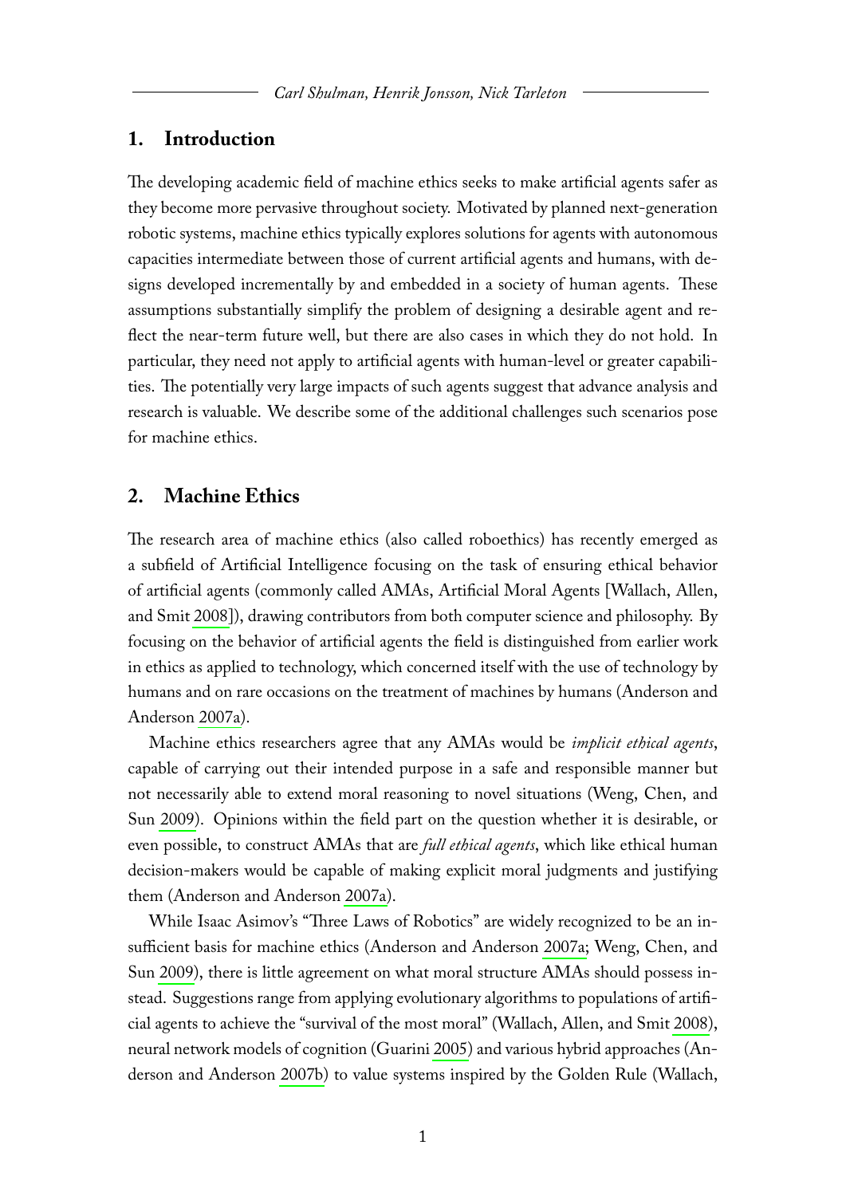## 1. Introduction

The developing academic field of machine ethics seeks to make artificial agents safer as they become more pervasive throughout society. Motivated by planned next-generation robotic systems, machine ethics typically explores solutions for agents with autonomous capacities intermediate between those of current artificial agents and humans, with designs developed incrementally by and embedded in a society of human agents. These assumptions substantially simplify the problem of designing a desirable agent and reflect the near-term future well, but there are also cases in which they do not hold. In particular, they need not apply to artificial agents with human-level or greater capabilities. The potentially very large impacts of such agents suggest that advance analysis and research is valuable. We describe some of the additional challenges such scenarios pose for machine ethics.

## 2. Machine Ethics

The research area of machine ethics (also called roboethics) has recently emerged as a subfield of Artificial Intelligence focusing on the task of ensuring ethical behavior of artificial agents (commonly called AMAs, Artificial Moral Agents [Wallach, Allen, and Smit 2008]), drawing contributors from both computer science and philosophy. By focusing on the behavior of artificial agents the field is distinguished from earlier work in ethics as applied to technology, which concerned itself with the use of technology by humans and on rare occasions on the treatment of machines by humans (Anderson and Anderson 2007a).

Machine ethics researchers agree that any AMAs would be *implicit ethical agents*, capable of carrying out their intended purpose in a safe and responsible manner but not necessarily able to extend moral reasoning to novel situations (Weng, Chen, and Sun 2009). Opinions within the field part on the question whether it is desirable, or even possible, to construct AMAs that are *full ethical agents*, which like ethical human decision-makers would be capable of making explicit moral judgments and justifying them (Anderson and Anderson 2007a).

While Isaac Asimov's "Three Laws of Robotics" are widely recognized to be an insufficient basis for machine ethics (Anderson and Anderson 2007a; Weng, Chen, and Sun 2009), there is little agreement on what moral structure AMAs should possess instead. Suggestions range from applying evolutionary algorithms to populations of artificial agents to achieve the "survival of the most moral" (Wallach, Allen, and Smit 2008), neural network models of cognition (Guarini 2005) and various hybrid approaches (Anderson and Anderson 2007b) to value systems inspired by the Golden Rule (Wallach,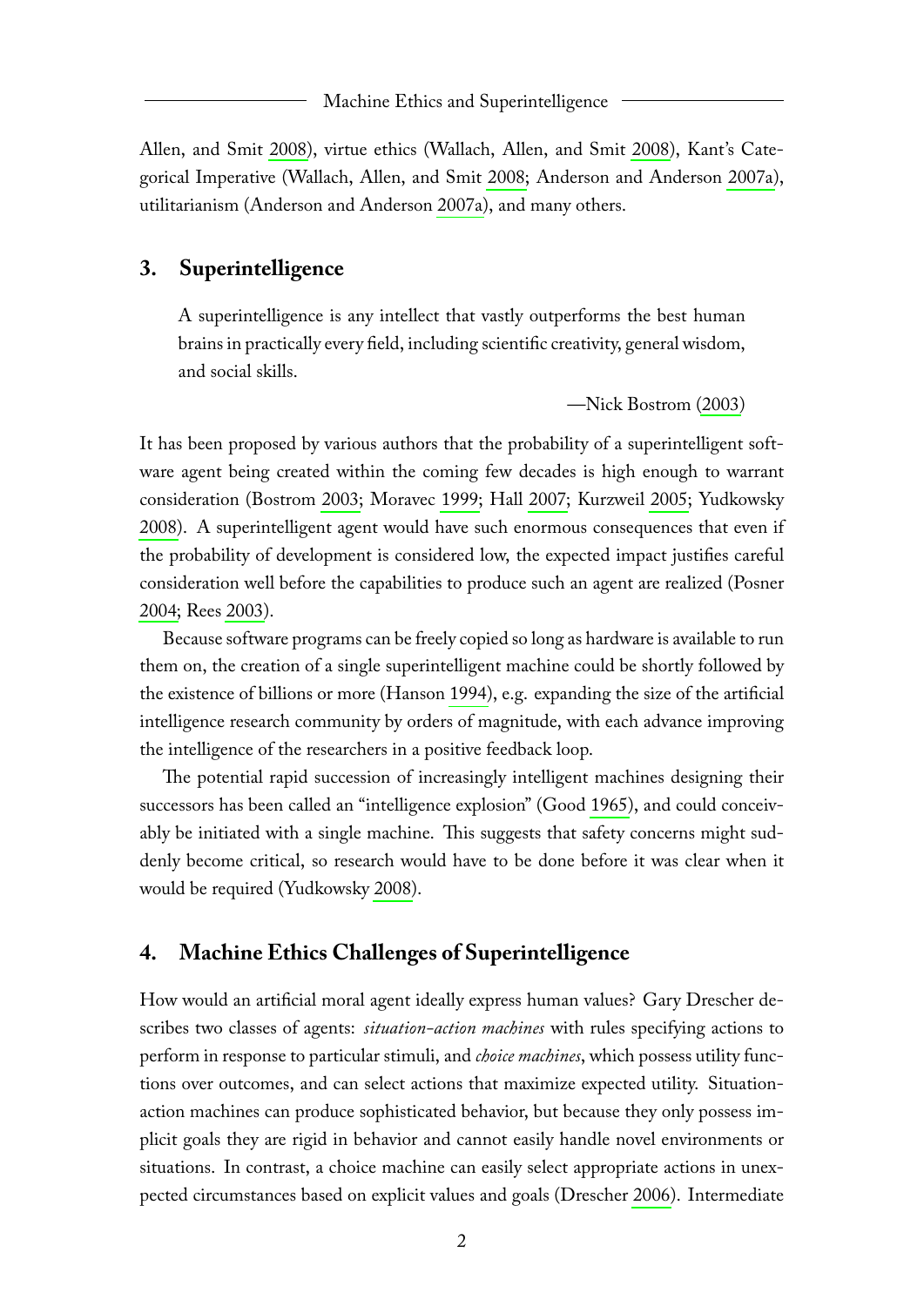Allen, and Smit 2008), virtue ethics (Wallach, Allen, and Smit 2008), Kant's Categorical Imperative (Wallach, Allen, and Smit 2008; Anderson and Anderson 2007a), utilitarianism (Anderson and Anderson 2007a), and many others.

## 3. Superintelligence

> A superintelligence is any intellect that vastly outperforms the best human brains in practically every field, including scientific creativity, general wisdom, and social skills.
>
> —Nick Bostrom (2003)

It has been proposed by various authors that the probability of a superintelligent software agent being created within the coming few decades is high enough to warrant consideration (Bostrom 2003; Moravec 1999; Hall 2007; Kurzweil 2005; Yudkowsky 2008). A superintelligent agent would have such enormous consequences that even if the probability of development is considered low, the expected impact justifies careful consideration well before the capabilities to produce such an agent are realized (Posner 2004; Rees 2003).

Because software programs can be freely copied so long as hardware is available to run them on, the creation of a single superintelligent machine could be shortly followed by the existence of billions or more (Hanson 1994), e.g. expanding the size of the artificial intelligence research community by orders of magnitude, with each advance improving the intelligence of the researchers in a positive feedback loop.

The potential rapid succession of increasingly intelligent machines designing their successors has been called an "intelligence explosion" (Good 1965), and could conceivably be initiated with a single machine. This suggests that safety concerns might suddenly become critical, so research would have to be done before it was clear when it would be required (Yudkowsky 2008).

## 4. Machine Ethics Challenges of Superintelligence

How would an artificial moral agent ideally express human values? Gary Drescher describes two classes of agents: *situation-action machines* with rules specifying actions to perform in response to particular stimuli, and *choice machines*, which possess utility functions over outcomes, and can select actions that maximize expected utility. Situation-action machines can produce sophisticated behavior, but because they only possess implicit goals they are rigid in behavior and cannot easily handle novel environments or situations. In contrast, a choice machine can easily select appropriate actions in unexpected circumstances based on explicit values and goals (Drescher 2006). Intermediate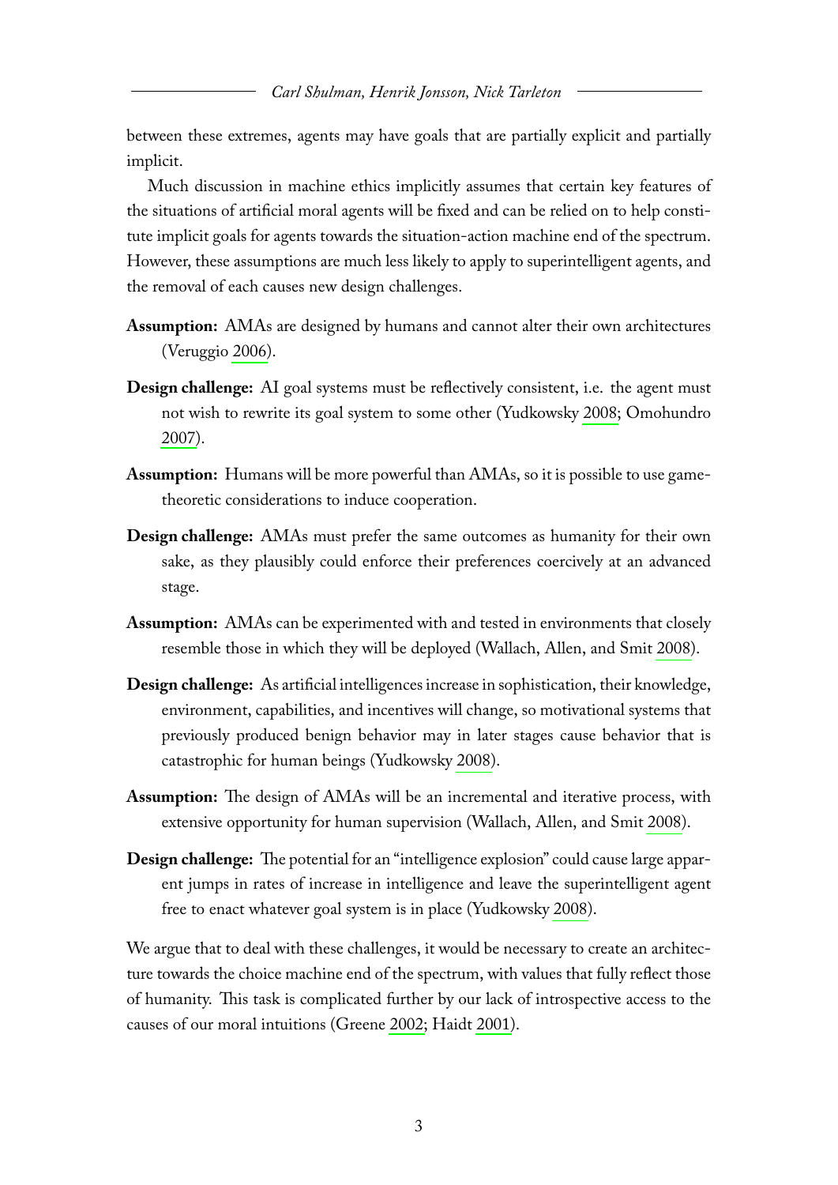between these extremes, agents may have goals that are partially explicit and partially implicit.

Much discussion in machine ethics implicitly assumes that certain key features of the situations of artificial moral agents will be fixed and can be relied on to help constitute implicit goals for agents towards the situation-action machine end of the spectrum. However, these assumptions are much less likely to apply to superintelligent agents, and the removal of each causes new design challenges.

**Assumption:** AMAs are designed by humans and cannot alter their own architectures (Veruggio 2006).

**Design challenge:** AI goal systems must be reflectively consistent, i.e. the agent must not wish to rewrite its goal system to some other (Yudkowsky 2008; Omohundro 2007).

**Assumption:** Humans will be more powerful than AMAs, so it is possible to use game-theoretic considerations to induce cooperation.

**Design challenge:** AMAs must prefer the same outcomes as humanity for their own sake, as they plausibly could enforce their preferences coercively at an advanced stage.

**Assumption:** AMAs can be experimented with and tested in environments that closely resemble those in which they will be deployed (Wallach, Allen, and Smit 2008).

**Design challenge:** As artificial intelligences increase in sophistication, their knowledge, environment, capabilities, and incentives will change, so motivational systems that previously produced benign behavior may in later stages cause behavior that is catastrophic for human beings (Yudkowsky 2008).

**Assumption:** The design of AMAs will be an incremental and iterative process, with extensive opportunity for human supervision (Wallach, Allen, and Smit 2008).

**Design challenge:** The potential for an "intelligence explosion" could cause large apparent jumps in rates of increase in intelligence and leave the superintelligent agent free to enact whatever goal system is in place (Yudkowsky 2008).

We argue that to deal with these challenges, it would be necessary to create an architecture towards the choice machine end of the spectrum, with values that fully reflect those of humanity. This task is complicated further by our lack of introspective access to the causes of our moral intuitions (Greene 2002; Haidt 2001).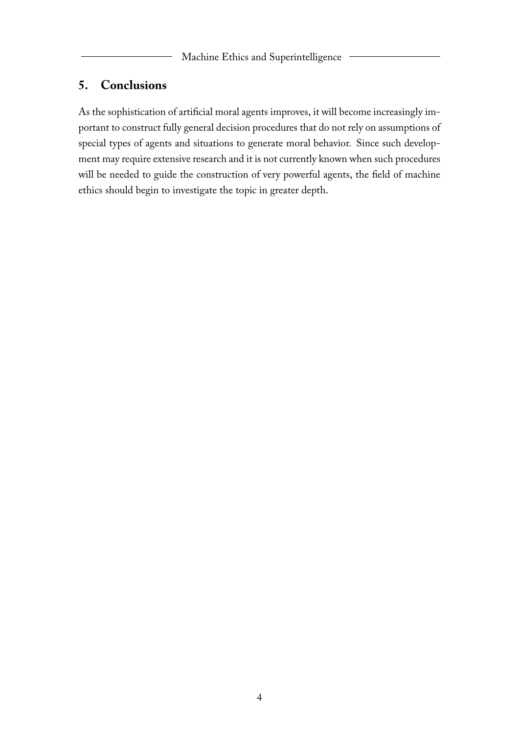## 5. Conclusions

As the sophistication of artificial moral agents improves, it will become increasingly important to construct fully general decision procedures that do not rely on assumptions of special types of agents and situations to generate moral behavior. Since such development may require extensive research and it is not currently known when such procedures will be needed to guide the construction of very powerful agents, the field of machine ethics should begin to investigate the topic in greater depth.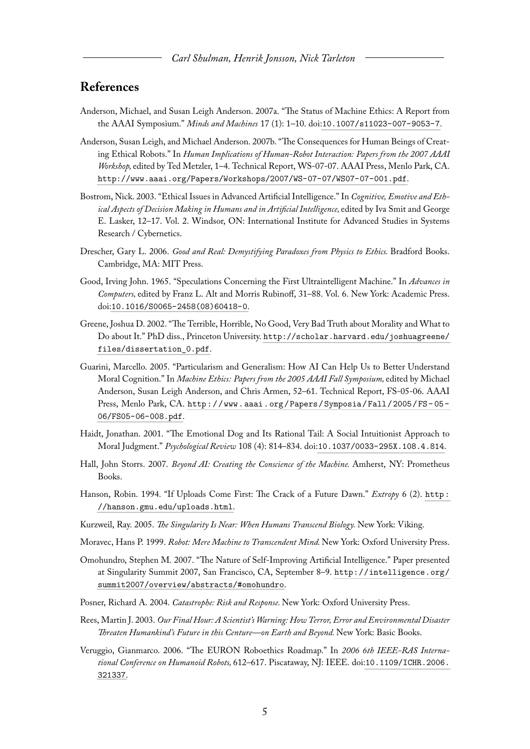## References

Anderson, Michael, and Susan Leigh Anderson. 2007a. "The Status of Machine Ethics: A Report from the AAAI Symposium." *Minds and Machines* 17 (1): 1–10. doi:10.1007/s11023-007-9053-7.

Anderson, Susan Leigh, and Michael Anderson. 2007b. "The Consequences for Human Beings of Creating Ethical Robots." In *Human Implications of Human-Robot Interaction: Papers from the 2007 AAAI Workshop,* edited by Ted Metzler, 1–4. Technical Report, WS-07-07. AAAI Press, Menlo Park, CA. http://www.aaai.org/Papers/Workshops/2007/WS-07-07/WS07-07-001.pdf.

Bostrom, Nick. 2003. "Ethical Issues in Advanced Artificial Intelligence." In *Cognitive, Emotive and Ethical Aspects of Decision Making in Humans and in Artificial Intelligence,* edited by Iva Smit and George E. Lasker, 12–17. Vol. 2. Windsor, ON: International Institute for Advanced Studies in Systems Research / Cybernetics.

Drescher, Gary L. 2006. *Good and Real: Demystifying Paradoxes from Physics to Ethics.* Bradford Books. Cambridge, MA: MIT Press.

Good, Irving John. 1965. "Speculations Concerning the First Ultraintelligent Machine." In *Advances in Computers,* edited by Franz L. Alt and Morris Rubinoff, 31–88. Vol. 6. New York: Academic Press. doi:10.1016/S0065-2458(08)60418-0.

Greene, Joshua D. 2002. "The Terrible, Horrible, No Good, Very Bad Truth about Morality and What to Do about It." PhD diss., Princeton University. http://scholar.harvard.edu/joshuagreene/files/dissertation_0.pdf.

Guarini, Marcello. 2005. "Particularism and Generalism: How AI Can Help Us to Better Understand Moral Cognition." In *Machine Ethics: Papers from the 2005 AAAI Fall Symposium,* edited by Michael Anderson, Susan Leigh Anderson, and Chris Armen, 52–61. Technical Report, FS-05-06. AAAI Press, Menlo Park, CA. http://www.aaai.org/Papers/Symposia/Fall/2005/FS-05-06/FS05-06-008.pdf.

Haidt, Jonathan. 2001. "The Emotional Dog and Its Rational Tail: A Social Intuitionist Approach to Moral Judgment." *Psychological Review* 108 (4): 814–834. doi:10.1037/0033-295X.108.4.814.

Hall, John Storrs. 2007. *Beyond AI: Creating the Conscience of the Machine.* Amherst, NY: Prometheus Books.

Hanson, Robin. 1994. "If Uploads Come First: The Crack of a Future Dawn." *Extropy* 6 (2). http://hanson.gmu.edu/uploads.html.

Kurzweil, Ray. 2005. *The Singularity Is Near: When Humans Transcend Biology.* New York: Viking.

Moravec, Hans P. 1999. *Robot: Mere Machine to Transcendent Mind.* New York: Oxford University Press.

Omohundro, Stephen M. 2007. "The Nature of Self-Improving Artificial Intelligence." Paper presented at Singularity Summit 2007, San Francisco, CA, September 8–9. http://intelligence.org/summit2007/overview/abstracts/#omohundro.

Posner, Richard A. 2004. *Catastrophe: Risk and Response.* New York: Oxford University Press.

Rees, Martin J. 2003. *Our Final Hour: A Scientist's Warning: How Terror, Error and Environmental Disaster Threaten Humankind's Future in this Centure—on Earth and Beyond.* New York: Basic Books.

Veruggio, Gianmarco. 2006. "The EURON Roboethics Roadmap." In *2006 6th IEEE-RAS International Conference on Humanoid Robots,* 612–617. Piscataway, NJ: IEEE. doi:10.1109/ICHR.2006.321337.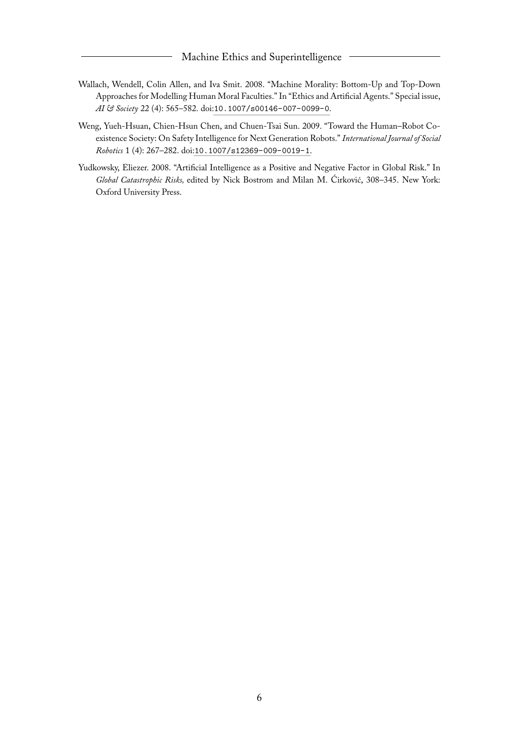Wallach, Wendell, Colin Allen, and Iva Smit. 2008. "Machine Morality: Bottom-Up and Top-Down Approaches for Modelling Human Moral Faculties." In "Ethics and Artificial Agents." Special issue, *AI & Society* 22 (4): 565–582. doi:10.1007/s00146-007-0099-0.

Weng, Yueh-Hsuan, Chien-Hsun Chen, and Chuen-Tsai Sun. 2009. "Toward the Human–Robot Co-existence Society: On Safety Intelligence for Next Generation Robots." *International Journal of Social Robotics* 1 (4): 267–282. doi:10.1007/s12369-009-0019-1.

Yudkowsky, Eliezer. 2008. "Artificial Intelligence as a Positive and Negative Factor in Global Risk." In *Global Catastrophic Risks,* edited by Nick Bostrom and Milan M. Ćirković, 308–345. New York: Oxford University Press.